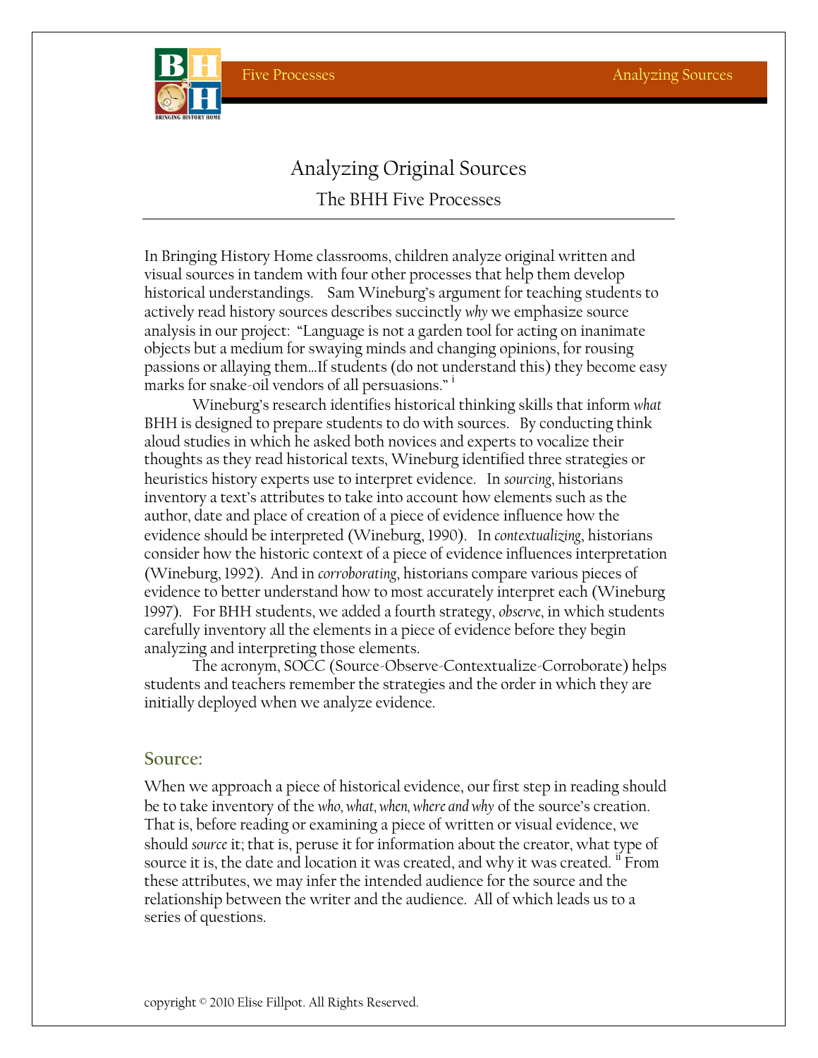# Analyzing Original Sources

## The BHH Five Processes

In Bringing History Home classrooms, children analyze original written and visual sources in tandem with four other processes that help them develop historical understandings. Sam Wineburg's argument for teaching students to actively read history sources describes succinctly *why* we emphasize source analysis in our project: "Language is not a garden tool for acting on inanimate objects but a medium for swaying minds and changing opinions, for rousing passions or allaying them…If students (do not understand this) they become easy marks for snake-oil vendors of all persuasions." [i]

Wineburg's research identifies historical thinking skills that inform *what* BHH is designed to prepare students to do with sources. By conducting think aloud studies in which he asked both novices and experts to vocalize their thoughts as they read historical texts, Wineburg identified three strategies or heuristics history experts use to interpret evidence. In *sourcing*, historians inventory a text's attributes to take into account how elements such as the author, date and place of creation of a piece of evidence influence how the evidence should be interpreted (Wineburg, 1990). In *contextualizing*, historians consider how the historic context of a piece of evidence influences interpretation (Wineburg, 1992). And in *corroborating*, historians compare various pieces of evidence to better understand how to most accurately interpret each (Wineburg 1997). For BHH students, we added a fourth strategy, *observe*, in which students carefully inventory all the elements in a piece of evidence before they begin analyzing and interpreting those elements.

The acronym, SOCC (Source-Observe-Contextualize-Corroborate) helps students and teachers remember the strategies and the order in which they are initially deployed when we analyze evidence.

### Source:

When we approach a piece of historical evidence, our first step in reading should be to take inventory of the *who, what, when, where and why* of the source's creation. That is, before reading or examining a piece of written or visual evidence, we should *source* it; that is, peruse it for information about the creator, what type of source it is, the date and location it was created, and why it was created. [ii] From these attributes, we may infer the intended audience for the source and the relationship between the writer and the audience. All of which leads us to a series of questions.

copyright © 2010 Elise Fillpot. All Rights Reserved.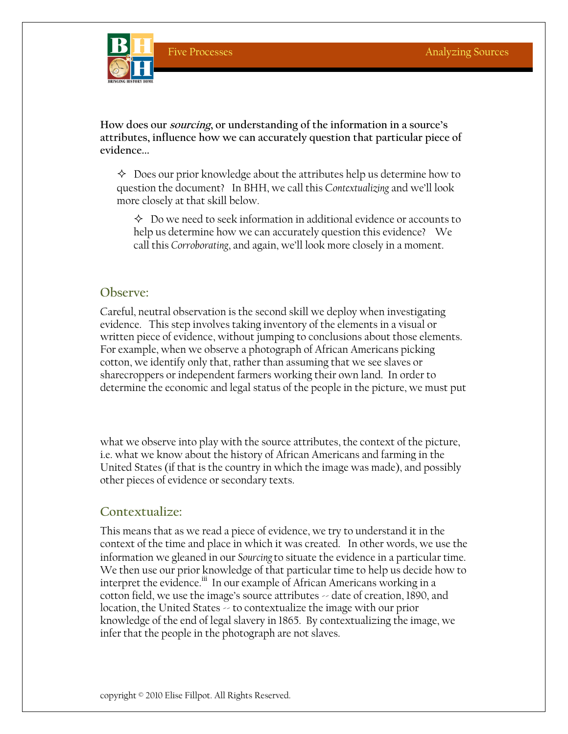**How does our *sourcing*, or understanding of the information in a source's attributes, influence how we can accurately question that particular piece of evidence…**

- ✧ Does our prior knowledge about the attributes help us determine how to question the document? In BHH, we call this *Contextualizing* and we'll look more closely at that skill below.

  - ✧ Do we need to seek information in additional evidence or accounts to help us determine how we can accurately question this evidence? We call this *Corroborating*, and again, we'll look more closely in a moment.

## Observe:

Careful, neutral observation is the second skill we deploy when investigating evidence. This step involves taking inventory of the elements in a visual or written piece of evidence, without jumping to conclusions about those elements. For example, when we observe a photograph of African Americans picking cotton, we identify only that, rather than assuming that we see slaves or sharecroppers or independent farmers working their own land. In order to determine the economic and legal status of the people in the picture, we must put what we observe into play with the source attributes, the context of the picture, i.e. what we know about the history of African Americans and farming in the United States (if that is the country in which the image was made), and possibly other pieces of evidence or secondary texts.

## Contextualize:

This means that as we read a piece of evidence, we try to understand it in the context of the time and place in which it was created. In other words, we use the information we gleaned in our *Sourcing* to situate the evidence in a particular time. We then use our prior knowledge of that particular time to help us decide how to interpret the evidence.[iii] In our example of African Americans working in a cotton field, we use the image's source attributes -- date of creation, 1890, and location, the United States -- to contextualize the image with our prior knowledge of the end of legal slavery in 1865. By contextualizing the image, we infer that the people in the photograph are not slaves.

copyright © 2010 Elise Fillpot. All Rights Reserved.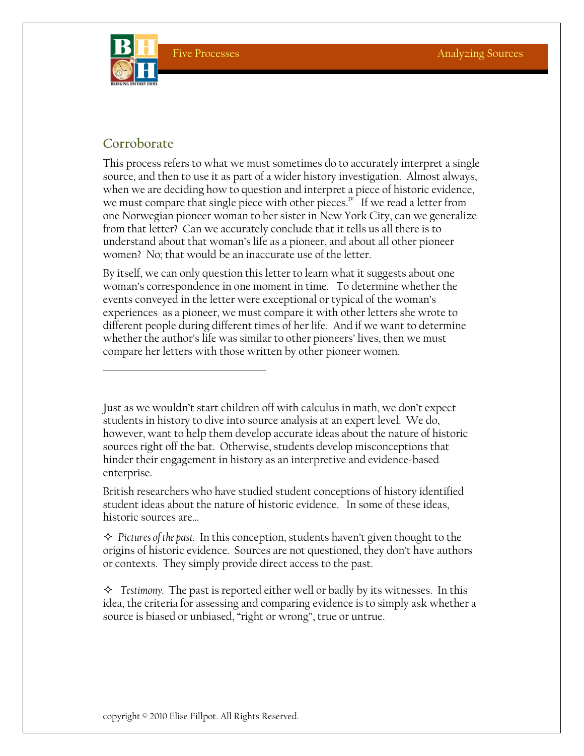## Corroborate

This process refers to what we must sometimes do to accurately interpret a single source, and then to use it as part of a wider history investigation. Almost always, when we are deciding how to question and interpret a piece of historic evidence, we must compare that single piece with other pieces.[iv] If we read a letter from one Norwegian pioneer woman to her sister in New York City, can we generalize from that letter? Can we accurately conclude that it tells us all there is to understand about that woman's life as a pioneer, and about all other pioneer women? No; that would be an inaccurate use of the letter.

By itself, we can only question this letter to learn what it suggests about one woman's correspondence in one moment in time. To determine whether the events conveyed in the letter were exceptional or typical of the woman's experiences as a pioneer, we must compare it with other letters she wrote to different people during different times of her life. And if we want to determine whether the author's life was similar to other pioneers' lives, then we must compare her letters with those written by other pioneer women.

---

Just as we wouldn't start children off with calculus in math, we don't expect students in history to dive into source analysis at an expert level. We do, however, want to help them develop accurate ideas about the nature of historic sources right off the bat. Otherwise, students develop misconceptions that hinder their engagement in history as an interpretive and evidence-based enterprise.

British researchers who have studied student conceptions of history identified student ideas about the nature of historic evidence. In some of these ideas, historic sources are…

✧ *Pictures of the past.* In this conception, students haven't given thought to the origins of historic evidence. Sources are not questioned, they don't have authors or contexts. They simply provide direct access to the past.

✧ *Testimony.* The past is reported either well or badly by its witnesses. In this idea, the criteria for assessing and comparing evidence is to simply ask whether a source is biased or unbiased, "right or wrong", true or untrue.

copyright © 2010 Elise Fillpot. All Rights Reserved.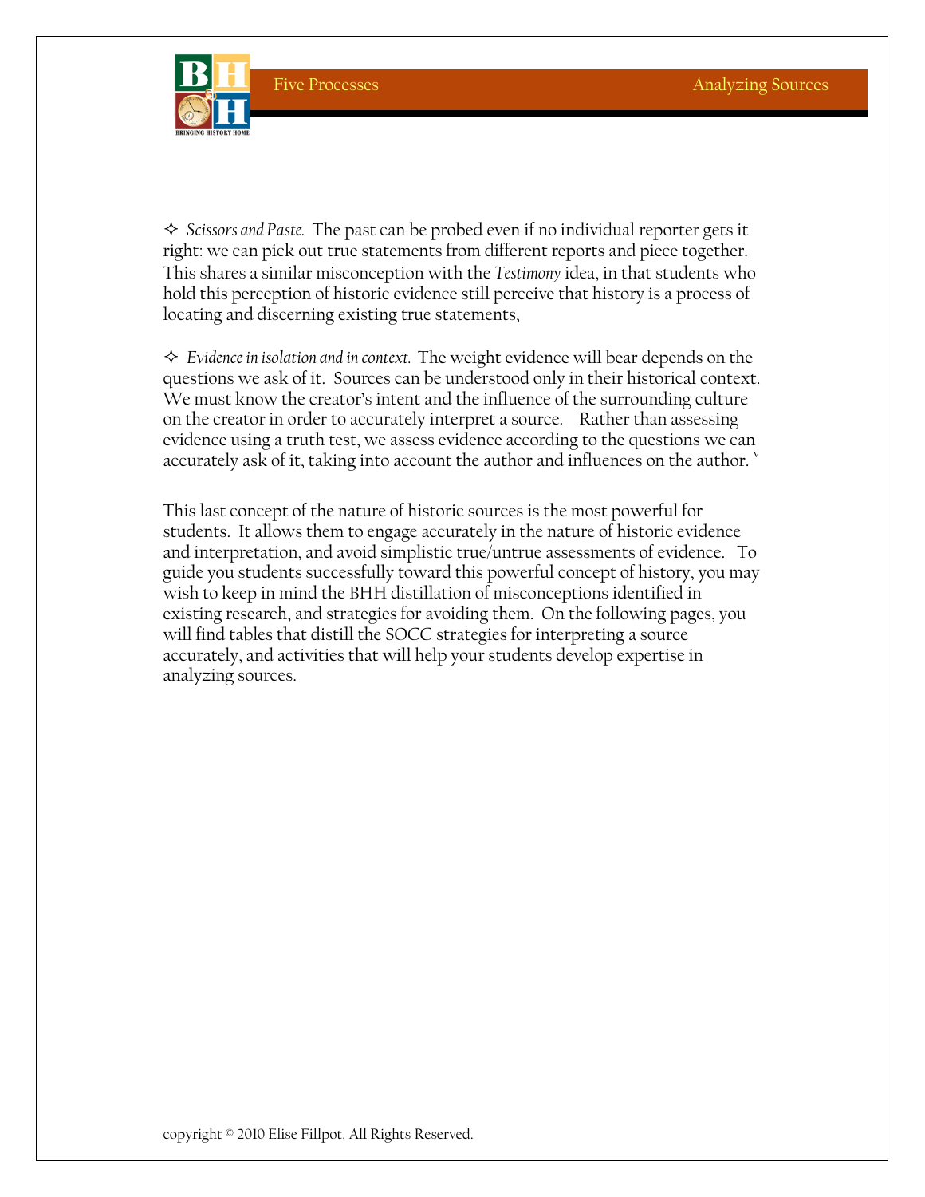✧ *Scissors and Paste.* The past can be probed even if no individual reporter gets it right: we can pick out true statements from different reports and piece together. This shares a similar misconception with the *Testimony* idea, in that students who hold this perception of historic evidence still perceive that history is a process of locating and discerning existing true statements,

✧ *Evidence in isolation and in context.* The weight evidence will bear depends on the questions we ask of it. Sources can be understood only in their historical context. We must know the creator's intent and the influence of the surrounding culture on the creator in order to accurately interpret a source. Rather than assessing evidence using a truth test, we assess evidence according to the questions we can accurately ask of it, taking into account the author and influences on the author. [v]

This last concept of the nature of historic sources is the most powerful for students. It allows them to engage accurately in the nature of historic evidence and interpretation, and avoid simplistic true/untrue assessments of evidence. To guide you students successfully toward this powerful concept of history, you may wish to keep in mind the BHH distillation of misconceptions identified in existing research, and strategies for avoiding them. On the following pages, you will find tables that distill the SOCC strategies for interpreting a source accurately, and activities that will help your students develop expertise in analyzing sources.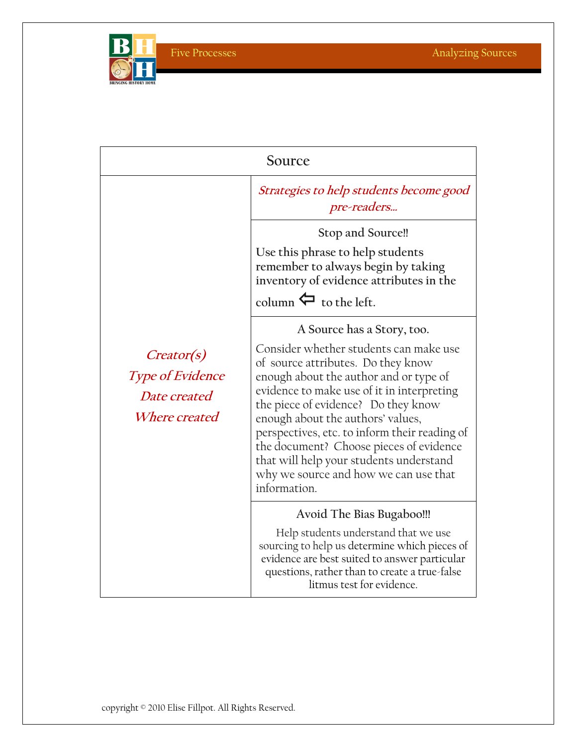| Source | |
|---|---|
| *Creator(s)*<br>*Type of Evidence*<br>*Date created*<br>*Where created* | *Strategies to help students become good pre-readers...* |
| | **Stop and Source!!**<br>**Use this phrase to help students remember to always begin by taking inventory of evidence attributes in the column ⇦ to the left.** |
| | **A Source has a Story, too.**<br>Consider whether students can make use of source attributes. Do they know enough about the author and or type of evidence to make use of it in interpreting the piece of evidence? Do they know enough about the authors' values, perspectives, etc. to inform their reading of the document? Choose pieces of evidence that will help your students understand why we source and how we can use that information. |
| | **Avoid The Bias Bugaboo!!!**<br>Help students understand that we use sourcing to help us determine which pieces of evidence are best suited to answer particular questions, rather than to create a true-false litmus test for evidence. |

copyright © 2010 Elise Fillpot. All Rights Reserved.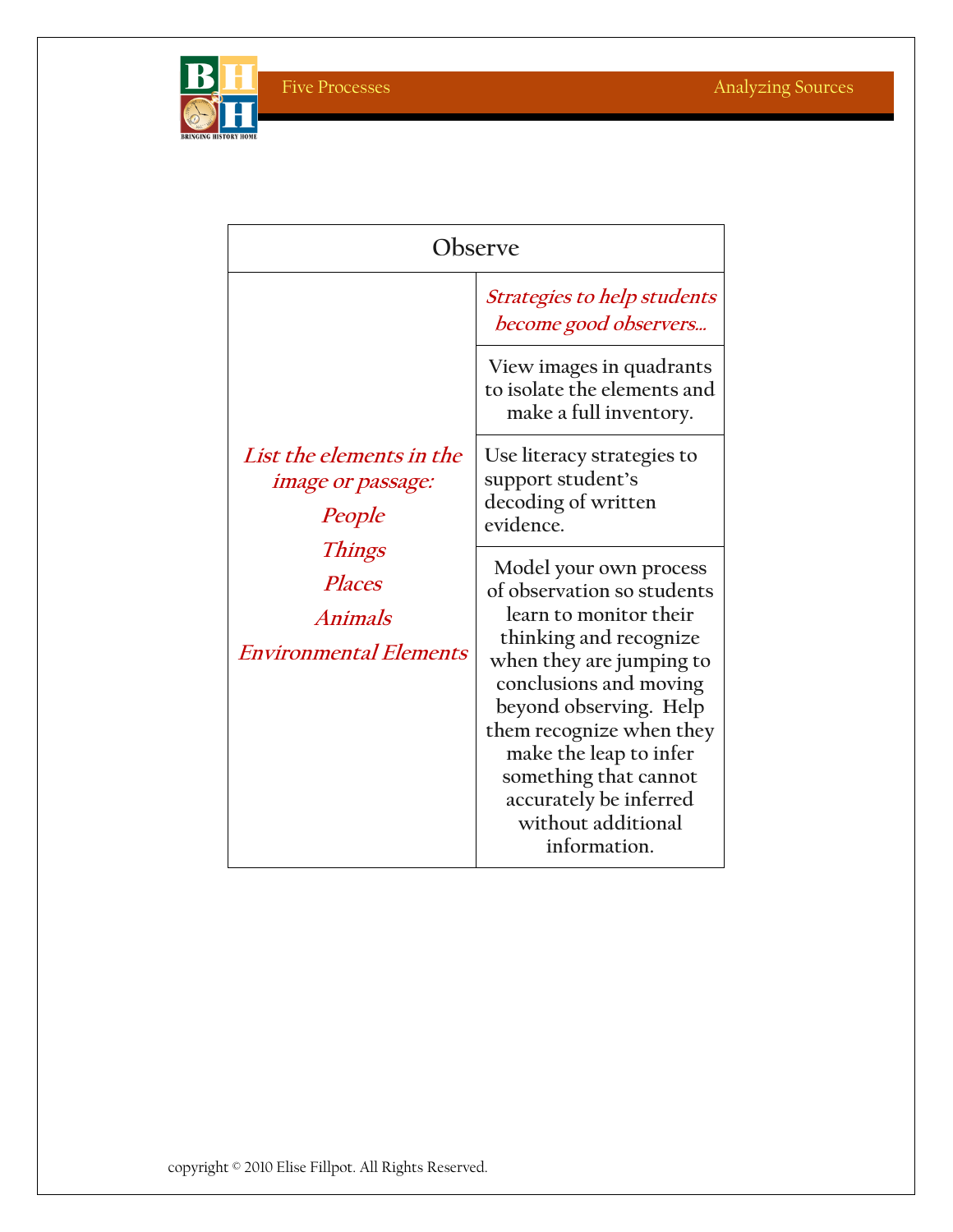| Observe | |
|---|---|
| *List the elements in the image or passage:*<br>*People*<br>*Things*<br>*Places*<br>*Animals*<br>*Environmental Elements* | *Strategies to help students become good observers...* |
| | View images in quadrants to isolate the elements and make a full inventory. |
| | Use literacy strategies to support student's decoding of written evidence. |
| | Model your own process of observation so students learn to monitor their thinking and recognize when they are jumping to conclusions and moving beyond observing. Help them recognize when they make the leap to infer something that cannot accurately be inferred without additional information. |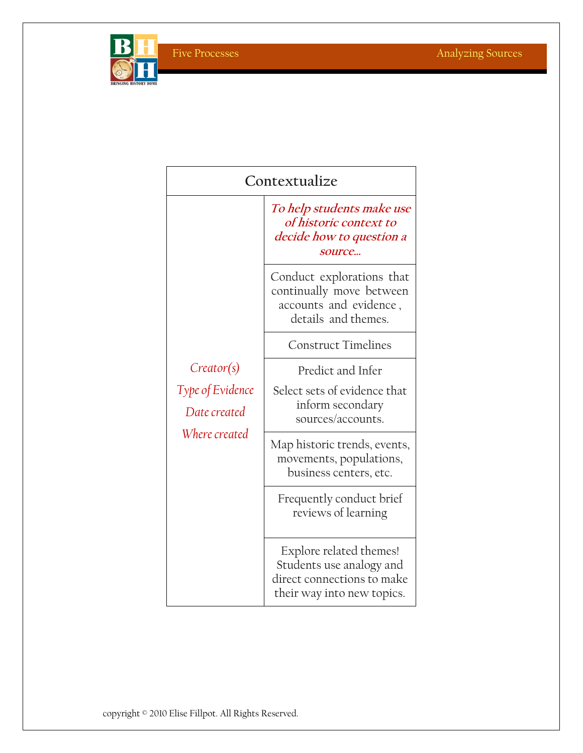| Contextualize | |
|---|---|
| *Creator(s)*<br>*Type of Evidence*<br>*Date created*<br>*Where created* | ***To help students make use of historic context to decide how to question a source…*** |
| | Conduct explorations that continually move between accounts and evidence , details and themes. |
| | Construct Timelines |
| | Predict and Infer<br>Select sets of evidence that inform secondary sources/accounts. |
| | Map historic trends, events, movements, populations, business centers, etc. |
| | Frequently conduct brief reviews of learning |
| | Explore related themes! Students use analogy and direct connections to make their way into new topics. |

copyright © 2010 Elise Fillpot. All Rights Reserved.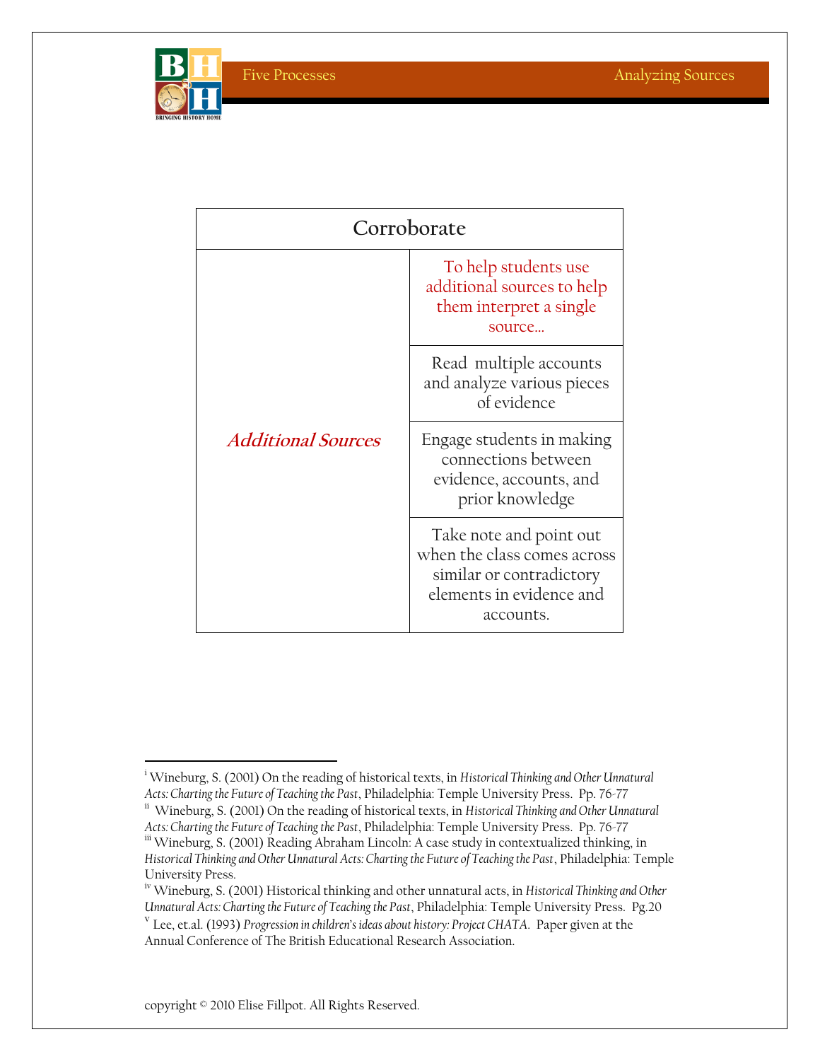| Corroborate | |
|---|---|
| *Additional Sources* | To help students use additional sources to help them interpret a single source… |
| | Read multiple accounts and analyze various pieces of evidence |
| | Engage students in making connections between evidence, accounts, and prior knowledge |
| | Take note and point out when the class comes across similar or contradictory elements in evidence and accounts. |

---

[i] Wineburg, S. (2001) On the reading of historical texts, in *Historical Thinking and Other Unnatural Acts: Charting the Future of Teaching the Past*, Philadelphia: Temple University Press. Pp. 76-77

[ii] Wineburg, S. (2001) On the reading of historical texts, in *Historical Thinking and Other Unnatural Acts: Charting the Future of Teaching the Past*, Philadelphia: Temple University Press. Pp. 76-77

[iii] Wineburg, S. (2001) Reading Abraham Lincoln: A case study in contextualized thinking, in *Historical Thinking and Other Unnatural Acts: Charting the Future of Teaching the Past*, Philadelphia: Temple University Press.

[iv] Wineburg, S. (2001) Historical thinking and other unnatural acts, in *Historical Thinking and Other Unnatural Acts: Charting the Future of Teaching the Past*, Philadelphia: Temple University Press. Pg.20

[v] Lee, et.al. (1993) *Progression in children's ideas about history: Project CHATA*. Paper given at the Annual Conference of The British Educational Research Association.

copyright © 2010 Elise Fillpot. All Rights Reserved.